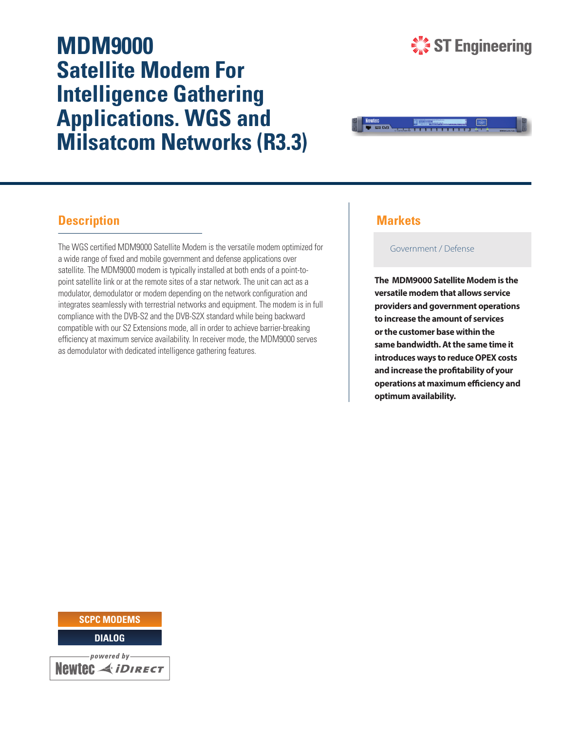# MDM9000 Satellite Modem For Intelligence Gathering Applications. WGS and Milsatcom Networks (R3.3)

## Description

The WGS certified MDM9000 Satellite Modem is the versatile modem optimized for a wide range of fixed and mobile government and defense applications over satellite. The MDM9000 modem is typically installed at both ends of a point-to-point satellite link or at the remote sites of a star network. The unit can act as a modulator, demodulator or modem depending on the network configuration and integrates seamlessly with terrestrial networks and equipment. The modem is in full compliance with the DVB-S2 and the DVB-S2X standard while being backward compatible with our S2 Extensions mode, all in order to achieve barrier-breaking efficiency at maximum service availability. In receiver mode, the MDM9000 serves as demodulator with dedicated intelligence gathering features.

## Markets

Government / Defense

**The MDM9000 Satellite Modem is the versatile modem that allows service providers and government operations to increase the amount of services or the customer base within the same bandwidth. At the same time it introduces ways to reduce OPEX costs and increase the profitability of your operations at maximum efficiency and optimum availability.**

SCPC MODEMS

DIALOG

powered by Newtec iDIRECT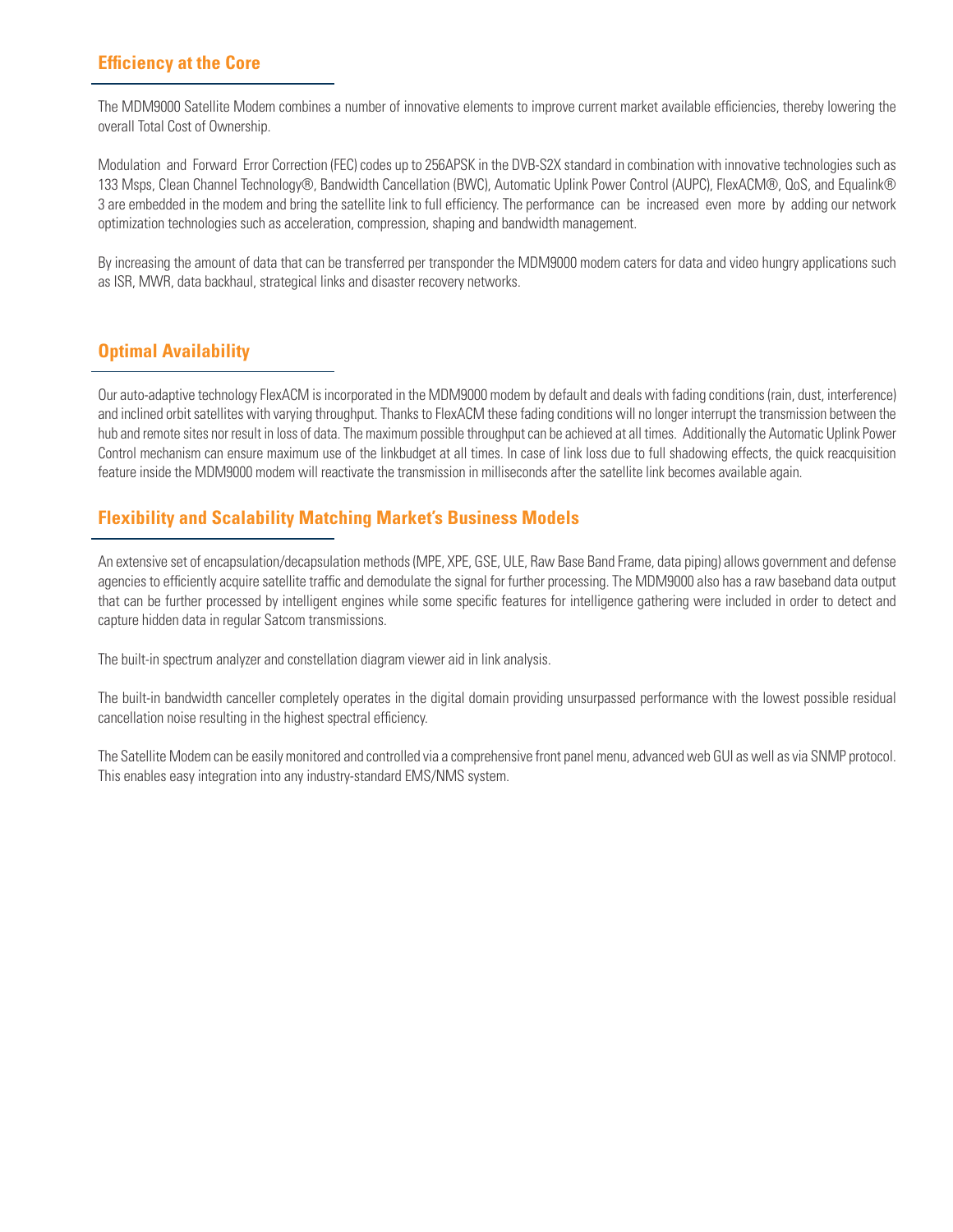## Efficiency at the Core

The MDM9000 Satellite Modem combines a number of innovative elements to improve current market available efficiencies, thereby lowering the overall Total Cost of Ownership.

Modulation and Forward Error Correction (FEC) codes up to 256APSK in the DVB-S2X standard in combination with innovative technologies such as 133 Msps, Clean Channel Technology®, Bandwidth Cancellation (BWC), Automatic Uplink Power Control (AUPC), FlexACM®, QoS, and Equalink® 3 are embedded in the modem and bring the satellite link to full efficiency. The performance can be increased even more by adding our network optimization technologies such as acceleration, compression, shaping and bandwidth management.

By increasing the amount of data that can be transferred per transponder the MDM9000 modem caters for data and video hungry applications such as ISR, MWR, data backhaul, strategical links and disaster recovery networks.

## Optimal Availability

Our auto-adaptive technology FlexACM is incorporated in the MDM9000 modem by default and deals with fading conditions (rain, dust, interference) and inclined orbit satellites with varying throughput. Thanks to FlexACM these fading conditions will no longer interrupt the transmission between the hub and remote sites nor result in loss of data. The maximum possible throughput can be achieved at all times. Additionally the Automatic Uplink Power Control mechanism can ensure maximum use of the linkbudget at all times. In case of link loss due to full shadowing effects, the quick reacquisition feature inside the MDM9000 modem will reactivate the transmission in milliseconds after the satellite link becomes available again.

## Flexibility and Scalability Matching Market's Business Models

An extensive set of encapsulation/decapsulation methods (MPE, XPE, GSE, ULE, Raw Base Band Frame, data piping) allows government and defense agencies to efficiently acquire satellite traffic and demodulate the signal for further processing. The MDM9000 also has a raw baseband data output that can be further processed by intelligent engines while some specific features for intelligence gathering were included in order to detect and capture hidden data in regular Satcom transmissions.

The built-in spectrum analyzer and constellation diagram viewer aid in link analysis.

The built-in bandwidth canceller completely operates in the digital domain providing unsurpassed performance with the lowest possible residual cancellation noise resulting in the highest spectral efficiency.

The Satellite Modem can be easily monitored and controlled via a comprehensive front panel menu, advanced web GUI as well as via SNMP protocol. This enables easy integration into any industry-standard EMS/NMS system.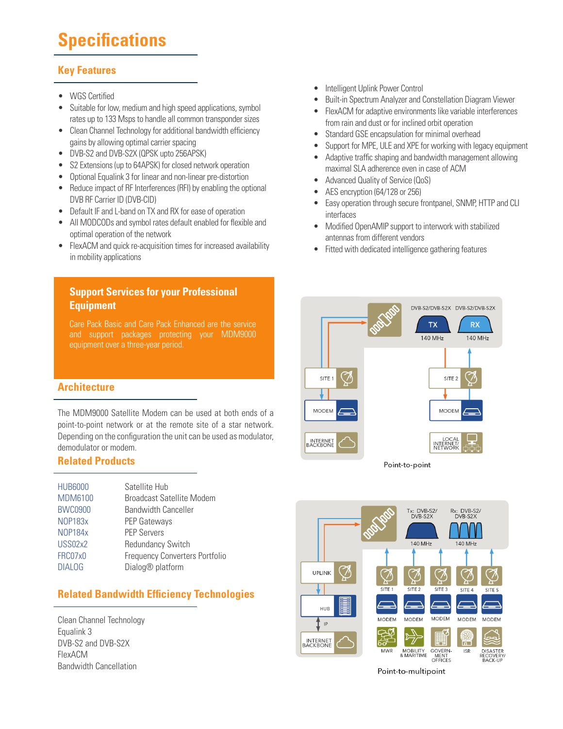# Specifications

## Key Features

- WGS Certified
- Suitable for low, medium and high speed applications, symbol rates up to 133 Msps to handle all common transponder sizes
- Clean Channel Technology for additional bandwidth efficiency gains by allowing optimal carrier spacing
- DVB-S2 and DVB-S2X (QPSK upto 256APSK)
- S2 Extensions (up to 64APSK) for closed network operation
- Optional Equalink 3 for linear and non-linear pre-distortion
- Reduce impact of RF Interferences (RFI) by enabling the optional DVB RF Carrier ID (DVB-CID)
- Default IF and L-band on TX and RX for ease of operation
- All MODCODs and symbol rates default enabled for flexible and optimal operation of the network
- FlexACM and quick re-acquisition times for increased availability in mobility applications
- Intelligent Uplink Power Control
- Built-in Spectrum Analyzer and Constellation Diagram Viewer
- FlexACM for adaptive environments like variable interferences from rain and dust or for inclined orbit operation
- Standard GSE encapsulation for minimal overhead
- Support for MPE, ULE and XPE for working with legacy equipment
- Adaptive traffic shaping and bandwidth management allowing maximal SLA adherence even in case of ACM
- Advanced Quality of Service (QoS)
- AES encryption (64/128 or 256)
- Easy operation through secure frontpanel, SNMP, HTTP and CLI interfaces
- Modified OpenAMIP support to interwork with stabilized antennas from different vendors
- Fitted with dedicated intelligence gathering features

## Support Services for your Professional Equipment

Care Pack Basic and Care Pack Enhanced are the service and support packages protecting your MDM9000 equipment over a three-year period.

## Architecture

The MDM9000 Satellite Modem can be used at both ends of a point-to-point network or at the remote site of a star network. Depending on the configuration the unit can be used as modulator, demodulator or modem.

Point-to-point

Point-to-multipoint

## Related Products

| | |
|---|---|
| HUB6000 | Satellite Hub |
| MDM6100 | Broadcast Satellite Modem |
| BWC0900 | Bandwidth Canceller |
| NOP183x | PEP Gateways |
| NOP184x | PEP Servers |
| USS02x2 | Redundancy Switch |
| FRC07x0 | Frequency Converters Portfolio |
| DIALOG | Dialog® platform |

## Related Bandwidth Efficiency Technologies

Clean Channel Technology
Equalink 3
DVB-S2 and DVB-S2X
FlexACM
Bandwidth Cancellation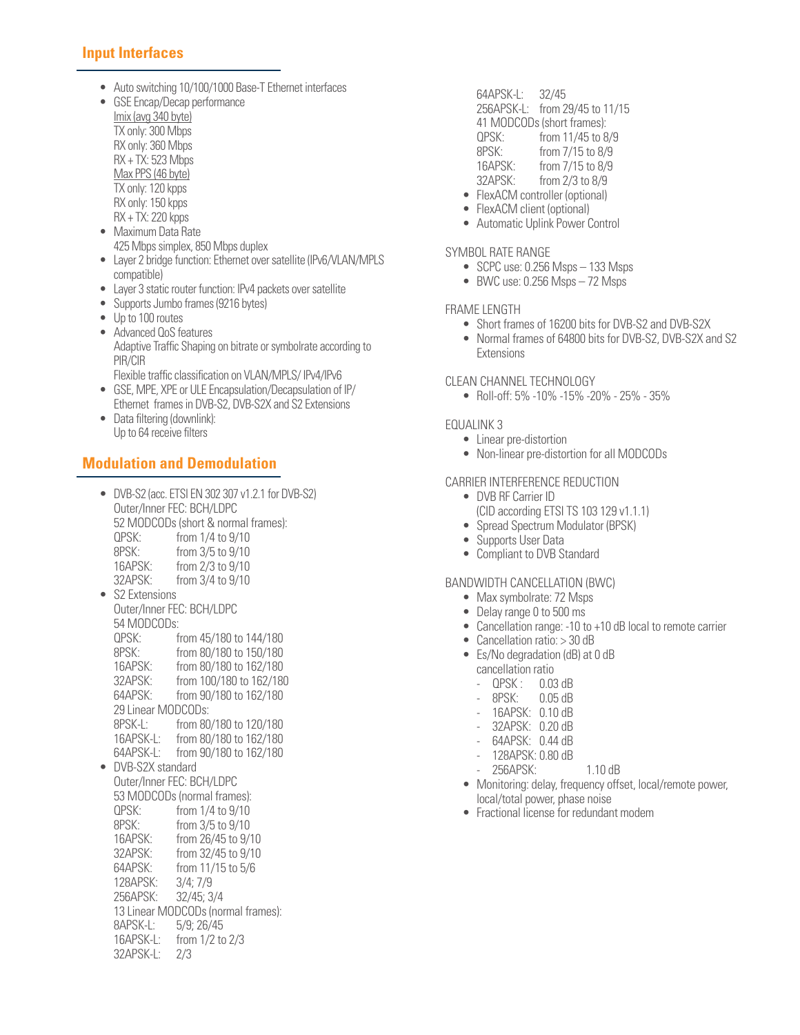## Input Interfaces

- Auto switching 10/100/1000 Base-T Ethernet interfaces
- GSE Encap/Decap performance
  Imix (avg 340 byte)
  TX only: 300 Mbps
  RX only: 360 Mbps
  RX + TX: 523 Mbps
  Max PPS (46 byte)
  TX only: 120 kpps
  RX only: 150 kpps
  RX + TX: 220 kpps
- Maximum Data Rate
  425 Mbps simplex, 850 Mbps duplex
- Layer 2 bridge function: Ethernet over satellite (IPv6/VLAN/MPLS compatible)
- Layer 3 static router function: IPv4 packets over satellite
- Supports Jumbo frames (9216 bytes)
- Up to 100 routes
- Advanced QoS features
  Adaptive Traffic Shaping on bitrate or symbolrate according to PIR/CIR
  Flexible traffic classification on VLAN/MPLS/ IPv4/IPv6
- GSE, MPE, XPE or ULE Encapsulation/Decapsulation of IP/ Ethernet frames in DVB-S2, DVB-S2X and S2 Extensions
- Data filtering (downlink):
  Up to 64 receive filters

## Modulation and Demodulation

- DVB-S2 (acc. ETSI EN 302 307 v1.2.1 for DVB-S2)
  Outer/Inner FEC: BCH/LDPC
  52 MODCODs (short & normal frames):
  QPSK: from 1/4 to 9/10
  8PSK: from 3/5 to 9/10
  16APSK: from 2/3 to 9/10
  32APSK: from 3/4 to 9/10
- S2 Extensions
  Outer/Inner FEC: BCH/LDPC
  54 MODCODs:
  QPSK: from 45/180 to 144/180
  8PSK: from 80/180 to 150/180
  16APSK: from 80/180 to 162/180
  32APSK: from 100/180 to 162/180
  64APSK: from 90/180 to 162/180
  29 Linear MODCODs:
  8PSK-L: from 80/180 to 120/180
  16APSK-L: from 80/180 to 162/180
  64APSK-L: from 90/180 to 162/180
- DVB-S2X standard
  Outer/Inner FEC: BCH/LDPC
  53 MODCODs (normal frames):
  QPSK: from 1/4 to 9/10
  8PSK: from 3/5 to 9/10
  16APSK: from 26/45 to 9/10
  32APSK: from 32/45 to 9/10
  64APSK: from 11/15 to 5/6
  128APSK: 3/4; 7/9
  256APSK: 32/45; 3/4
  13 Linear MODCODs (normal frames):
  8APSK-L: 5/9; 26/45
  16APSK-L: from 1/2 to 2/3
  32APSK-L: 2/3
  64APSK-L: 32/45
  256APSK-L: from 29/45 to 11/15
  41 MODCODs (short frames):
  QPSK: from 11/45 to 8/9
  8PSK: from 7/15 to 8/9
  16APSK: from 7/15 to 8/9
  32APSK: from 2/3 to 8/9
- FlexACM controller (optional)
- FlexACM client (optional)
- Automatic Uplink Power Control

SYMBOL RATE RANGE

- SCPC use: 0.256 Msps – 133 Msps
- BWC use: 0.256 Msps – 72 Msps

FRAME LENGTH

- Short frames of 16200 bits for DVB-S2 and DVB-S2X
- Normal frames of 64800 bits for DVB-S2, DVB-S2X and S2 Extensions

CLEAN CHANNEL TECHNOLOGY

- Roll-off: 5% -10% -15% -20% - 25% - 35%

EQUALINK 3

- Linear pre-distortion
- Non-linear pre-distortion for all MODCODs

CARRIER INTERFERENCE REDUCTION

- DVB RF Carrier ID
  (CID according ETSI TS 103 129 v1.1.1)
- Spread Spectrum Modulator (BPSK)
- Supports User Data
- Compliant to DVB Standard

BANDWIDTH CANCELLATION (BWC)

- Max symbolrate: 72 Msps
- Delay range 0 to 500 ms
- Cancellation range: -10 to +10 dB local to remote carrier
- Cancellation ratio: > 30 dB
- Es/No degradation (dB) at 0 dB cancellation ratio
  - QPSK : 0.03 dB
  - 8PSK: 0.05 dB
  - 16APSK: 0.10 dB
  - 32APSK: 0.20 dB
  - 64APSK: 0.44 dB
  - 128APSK: 0.80 dB
  - 256APSK: 1.10 dB
- Monitoring: delay, frequency offset, local/remote power, local/total power, phase noise
- Fractional license for redundant modem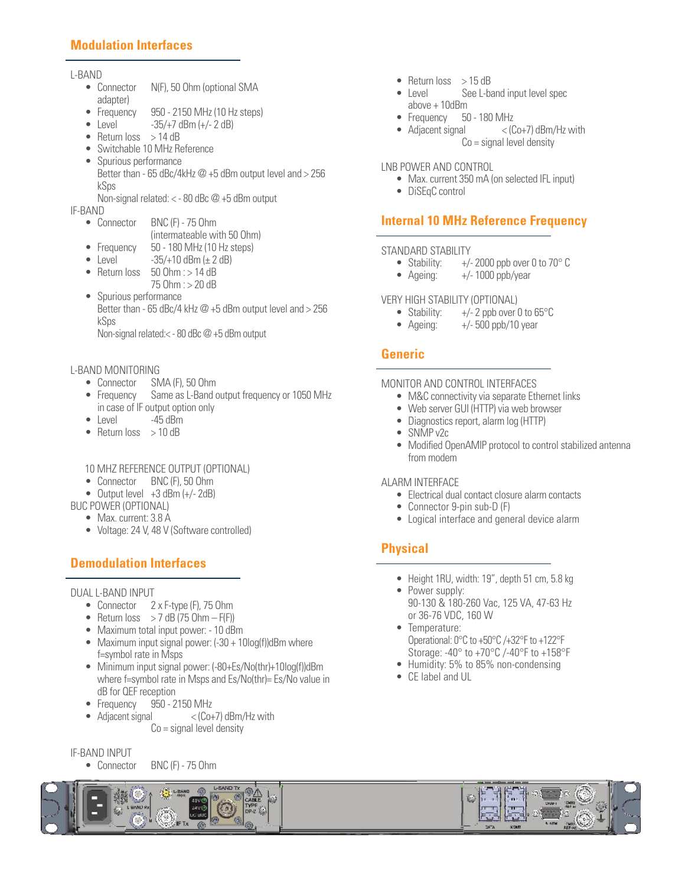## Modulation Interfaces

L-BAND

- Connector N(F), 50 Ohm (optional SMA adapter)
- Frequency 950 - 2150 MHz (10 Hz steps)
- Level -35/+7 dBm (+/- 2 dB)
- Return loss > 14 dB
- Switchable 10 MHz Reference
- Spurious performance
  Better than - 65 dBc/4kHz @ +5 dBm output level and > 256 kSps
  Non-signal related: < - 80 dBc @ +5 dBm output

IF-BAND

- Connector BNC (F) - 75 Ohm
  (intermateable with 50 Ohm)
- Frequency 50 - 180 MHz (10 Hz steps)
- Level -35/+10 dBm (± 2 dB)
- Return loss 50 Ohm : > 14 dB
  75 Ohm : > 20 dB
- Spurious performance
  Better than - 65 dBc/4 kHz @ +5 dBm output level and > 256 kSps
  Non-signal related:< - 80 dBc @ +5 dBm output

L-BAND MONITORING

- Connector SMA (F), 50 Ohm
- Frequency Same as L-Band output frequency or 1050 MHz in case of IF output option only
- Level -45 dBm
- Return loss > 10 dB

10 MHZ REFERENCE OUTPUT (OPTIONAL)

- Connector BNC (F), 50 Ohm
- Output level +3 dBm (+/- 2dB)

BUC POWER (OPTIONAL)

- Max. current: 3.8 A
- Voltage: 24 V, 48 V (Software controlled)

## Demodulation Interfaces

DUAL L-BAND INPUT

- Connector 2 x F-type (F), 75 Ohm
- Return loss > 7 dB (75 Ohm – F(F))
- Maximum total input power: - 10 dBm
- Maximum input signal power: (-30 + 10log(f))dBm where f=symbol rate in Msps
- Minimum input signal power: (-80+Es/No(thr)+10log(f))dBm where f=symbol rate in Msps and Es/No(thr)= Es/No value in dB for QEF reception
- Frequency 950 - 2150 MHz
- Adjacent signal < (Co+7) dBm/Hz with
  Co = signal level density

IF-BAND INPUT

- Connector BNC (F) - 75 Ohm
- Return loss > 15 dB
- Level See L-band input level spec above + 10dBm
- Frequency 50 - 180 MHz
- Adjacent signal < (Co+7) dBm/Hz with
  Co = signal level density

LNB POWER AND CONTROL

- Max. current 350 mA (on selected IFL input)
- DiSEqC control

## Internal 10 MHz Reference Frequency

STANDARD STABILITY

- Stability: +/- 2000 ppb over 0 to 70° C
- Ageing: +/- 1000 ppb/year

VERY HIGH STABILITY (OPTIONAL)

- Stability: +/- 2 ppb over 0 to 65°C
- Ageing: +/- 500 ppb/10 year

## Generic

MONITOR AND CONTROL INTERFACES

- M&C connectivity via separate Ethernet links
- Web server GUI (HTTP) via web browser
- Diagnostics report, alarm log (HTTP)
- SNMP v2c
- Modified OpenAMIP protocol to control stabilized antenna from modem

ALARM INTERFACE

- Electrical dual contact closure alarm contacts
- Connector 9-pin sub-D (F)
- Logical interface and general device alarm

## Physical

- Height 1RU, width: 19", depth 51 cm, 5.8 kg
- Power supply:
  90-130 & 180-260 Vac, 125 VA, 47-63 Hz
  or 36-76 VDC, 160 W
- Temperature:
  Operational: 0°C to +50°C /+32°F to +122°F
  Storage: -40° to +70°C /-40°F to +158°F
- Humidity: 5% to 85% non-condensing
- CE label and UL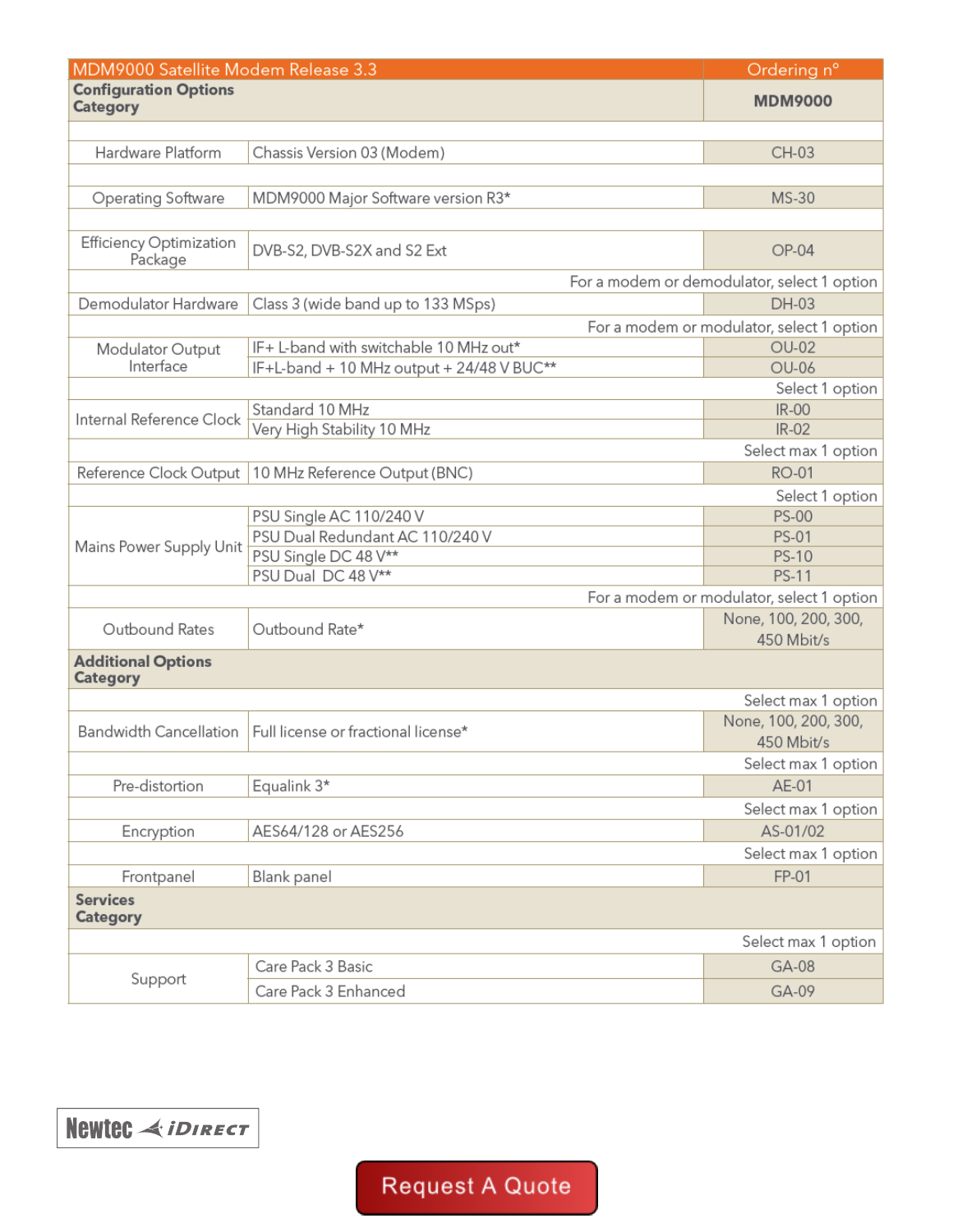| MDM9000 Satellite Modem Release 3.3 | | Ordering n° |
|---|---|---|
| **Configuration Options Category** | | **MDM9000** |
| | | |
| Hardware Platform | Chassis Version 03 (Modem) | CH-03 |
| | | |
| Operating Software | MDM9000 Major Software version R3* | MS-30 |
| | | |
| Efficiency Optimization Package | DVB-S2, DVB-S2X and S2 Ext | OP-04 |
| | | For a modem or demodulator, select 1 option |
| Demodulator Hardware | Class 3 (wide band up to 133 MSps) | DH-03 |
| | | For a modem or modulator, select 1 option |
| Modulator Output Interface | IF+ L-band with switchable 10 MHz out* | OU-02 |
| | IF+L-band + 10 MHz output + 24/48 V BUC** | OU-06 |
| | | Select 1 option |
| Internal Reference Clock | Standard 10 MHz | IR-00 |
| | Very High Stability 10 MHz | IR-02 |
| | | Select max 1 option |
| Reference Clock Output | 10 MHz Reference Output (BNC) | RO-01 |
| | | Select 1 option |
| Mains Power Supply Unit | PSU Single AC 110/240 V | PS-00 |
| | PSU Dual Redundant AC 110/240 V | PS-01 |
| | PSU Single DC 48 V** | PS-10 |
| | PSU Dual DC 48 V** | PS-11 |
| | | For a modem or modulator, select 1 option |
| Outbound Rates | Outbound Rate* | None, 100, 200, 300, 450 Mbit/s |
| **Additional Options Category** | | |
| | | Select max 1 option |
| Bandwidth Cancellation | Full license or fractional license* | None, 100, 200, 300, 450 Mbit/s |
| | | Select max 1 option |
| Pre-distortion | Equalink 3* | AE-01 |
| | | Select max 1 option |
| Encryption | AES64/128 or AES256 | AS-01/02 |
| | | Select max 1 option |
| Frontpanel | Blank panel | FP-01 |
| **Services Category** | | |
| | | Select max 1 option |
| Support | Care Pack 3 Basic | GA-08 |
| | Care Pack 3 Enhanced | GA-09 |

Newtec iDirect

Request A Quote